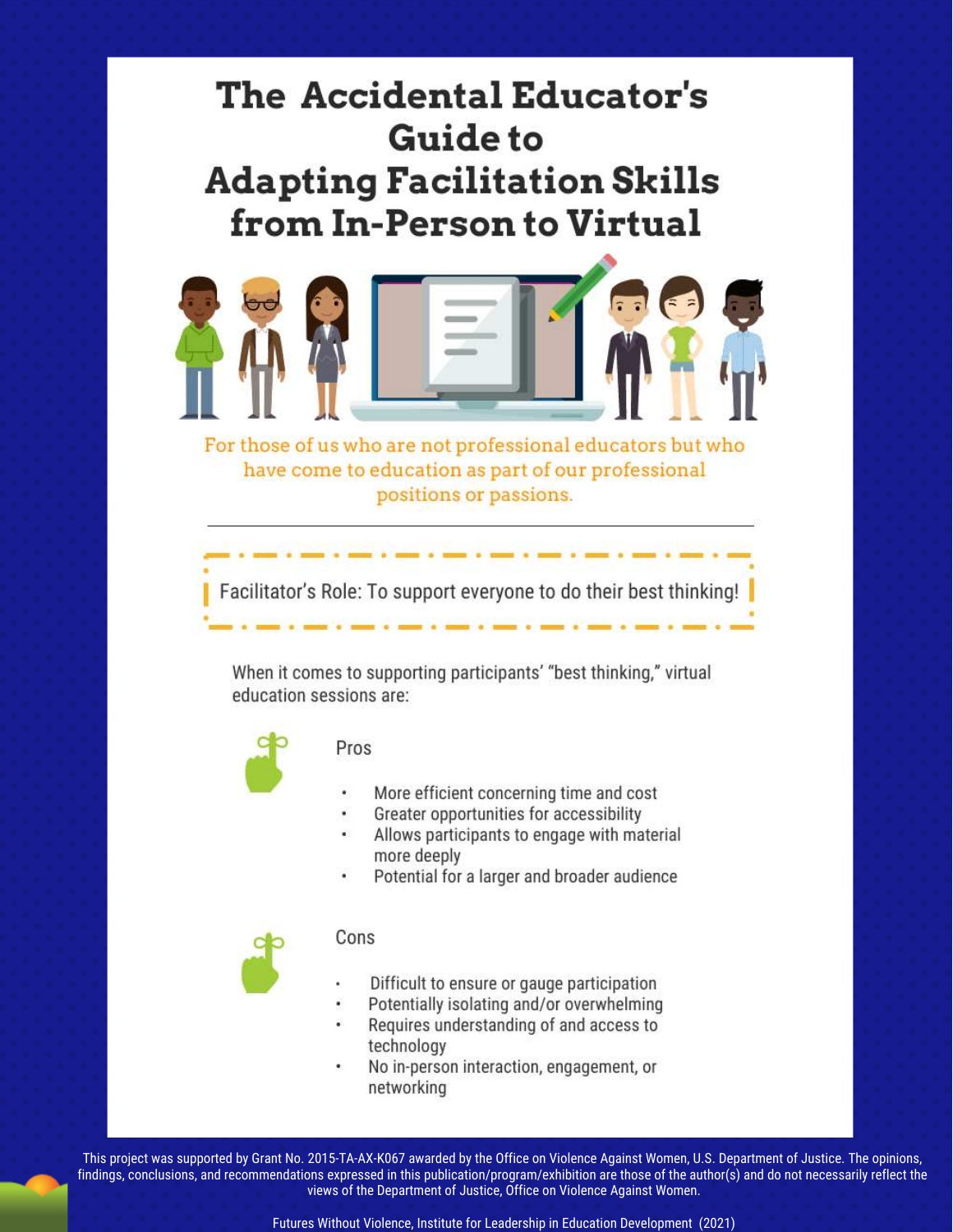# The Accidental Educator's Guide to Adapting Facilitation Skills from In-Person to Virtual

For those of us who are not professional educators but who have come to education as part of our professional positions or passions.

---

Facilitator's Role: To support everyone to do their best thinking!

When it comes to supporting participants' "best thinking," virtual education sessions are:

## Pros

- More efficient concerning time and cost
- Greater opportunities for accessibility
- Allows participants to engage with material more deeply
- Potential for a larger and broader audience

## Cons

- Difficult to ensure or gauge participation
- Potentially isolating and/or overwhelming
- Requires understanding of and access to technology
- No in-person interaction, engagement, or networking

This project was supported by Grant No. 2015-TA-AX-K067 awarded by the Office on Violence Against Women, U.S. Department of Justice. The opinions, findings, conclusions, and recommendations expressed in this publication/program/exhibition are those of the author(s) and do not necessarily reflect the views of the Department of Justice, Office on Violence Against Women.

Futures Without Violence, Institute for Leadership in Education Development (2021)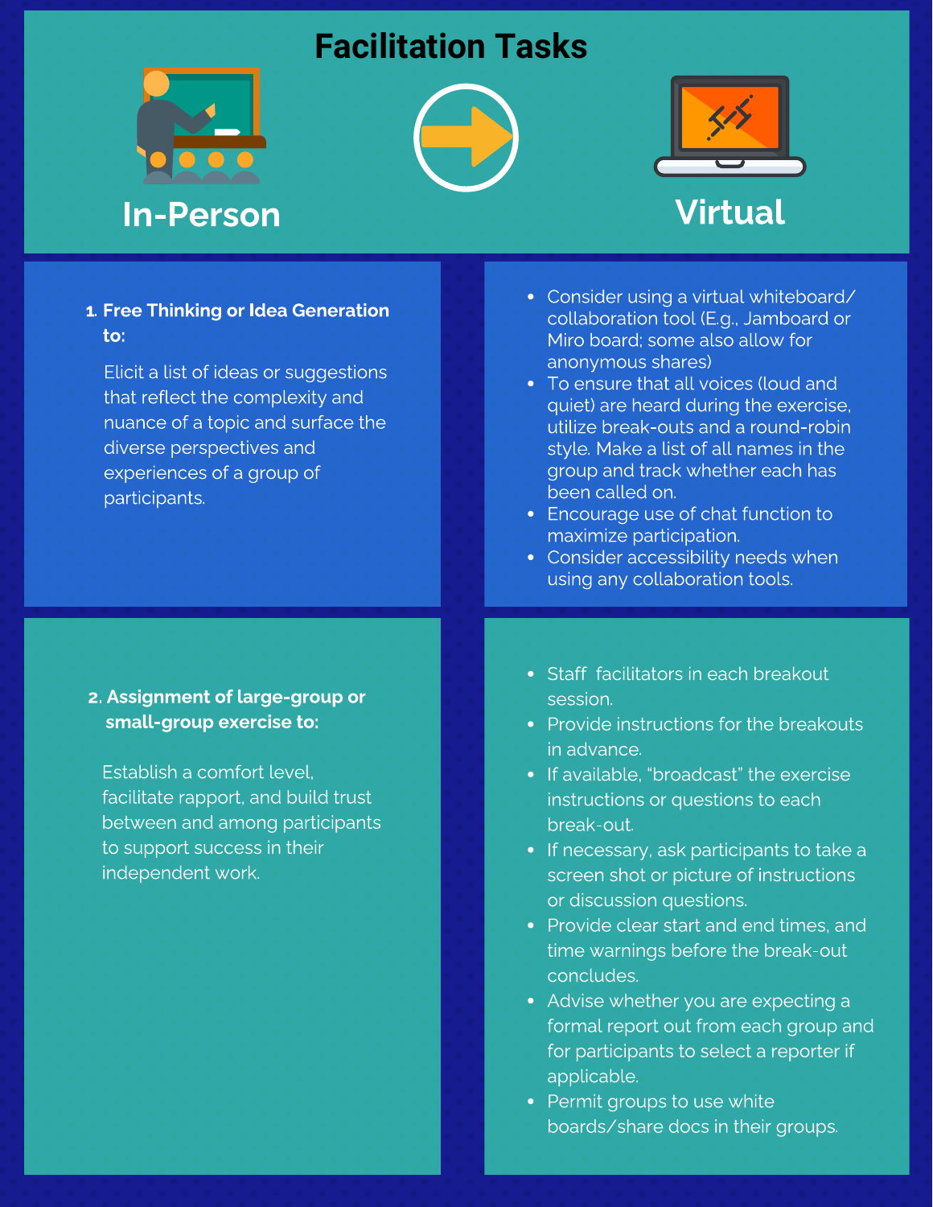# Facilitation Tasks

| In-Person | Virtual |
| --- | --- |
| **1. Free Thinking or Idea Generation to:** Elicit a list of ideas or suggestions that reflect the complexity and nuance of a topic and surface the diverse perspectives and experiences of a group of participants. | • Consider using a virtual whiteboard/ collaboration tool (E.g., Jamboard or Miro board; some also allow for anonymous shares)<br>• To ensure that all voices (loud and quiet) are heard during the exercise, utilize break-outs and a round-robin style. Make a list of all names in the group and track whether each has been called on.<br>• Encourage use of chat function to maximize participation.<br>• Consider accessibility needs when using any collaboration tools. |
| **2. Assignment of large-group or small-group exercise to:** Establish a comfort level, facilitate rapport, and build trust between and among participants to support success in their independent work. | • Staff facilitators in each breakout session.<br>• Provide instructions for the breakouts in advance.<br>• If available, "broadcast" the exercise instructions or questions to each break-out.<br>• If necessary, ask participants to take a screen shot or picture of instructions or discussion questions.<br>• Provide clear start and end times, and time warnings before the break-out concludes.<br>• Advise whether you are expecting a formal report out from each group and for participants to select a reporter if applicable.<br>• Permit groups to use white boards/share docs in their groups. |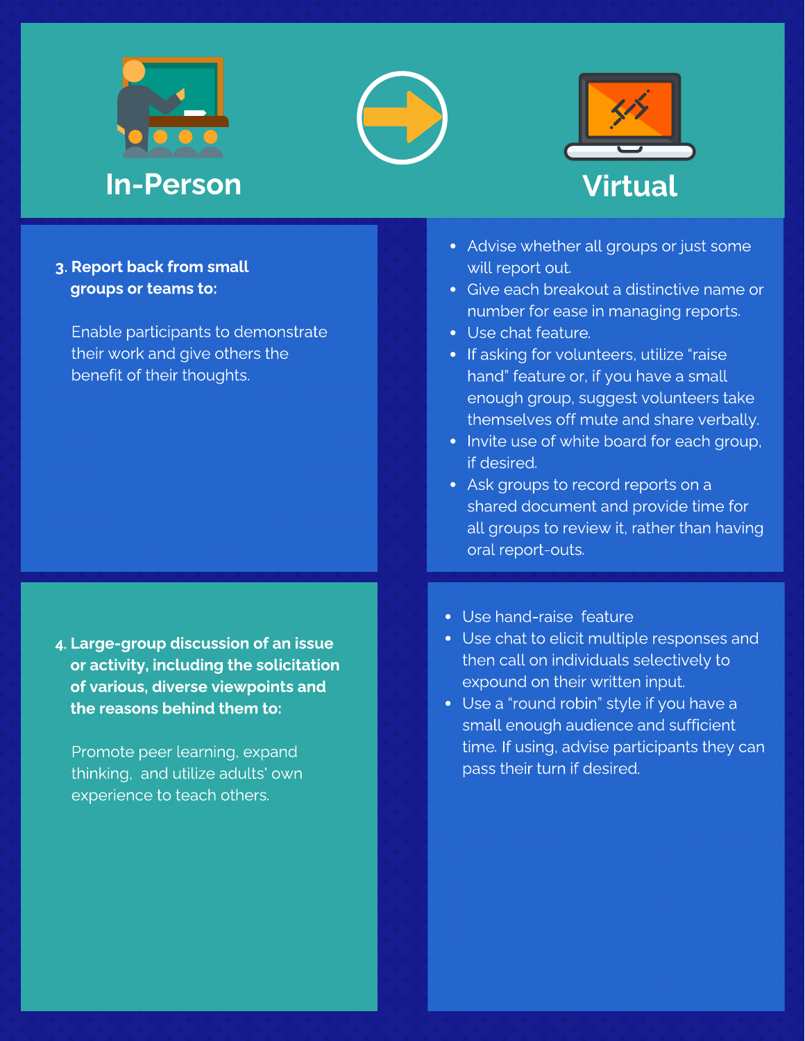| In-Person | Virtual |
|---|---|
| **3. Report back from small groups or teams to:** Enable participants to demonstrate their work and give others the benefit of their thoughts. | • Advise whether all groups or just some will report out. • Give each breakout a distinctive name or number for ease in managing reports. • Use chat feature. • If asking for volunteers, utilize "raise hand" feature or, if you have a small enough group, suggest volunteers take themselves off mute and share verbally. • Invite use of white board for each group, if desired. • Ask groups to record reports on a shared document and provide time for all groups to review it, rather than having oral report-outs. |
| **4. Large-group discussion of an issue or activity, including the solicitation of various, diverse viewpoints and the reasons behind them to:** Promote peer learning, expand thinking, and utilize adults' own experience to teach others. | • Use hand-raise feature • Use chat to elicit multiple responses and then call on individuals selectively to expound on their written input. • Use a "round robin" style if you have a small enough audience and sufficient time. If using, advise participants they can pass their turn if desired. |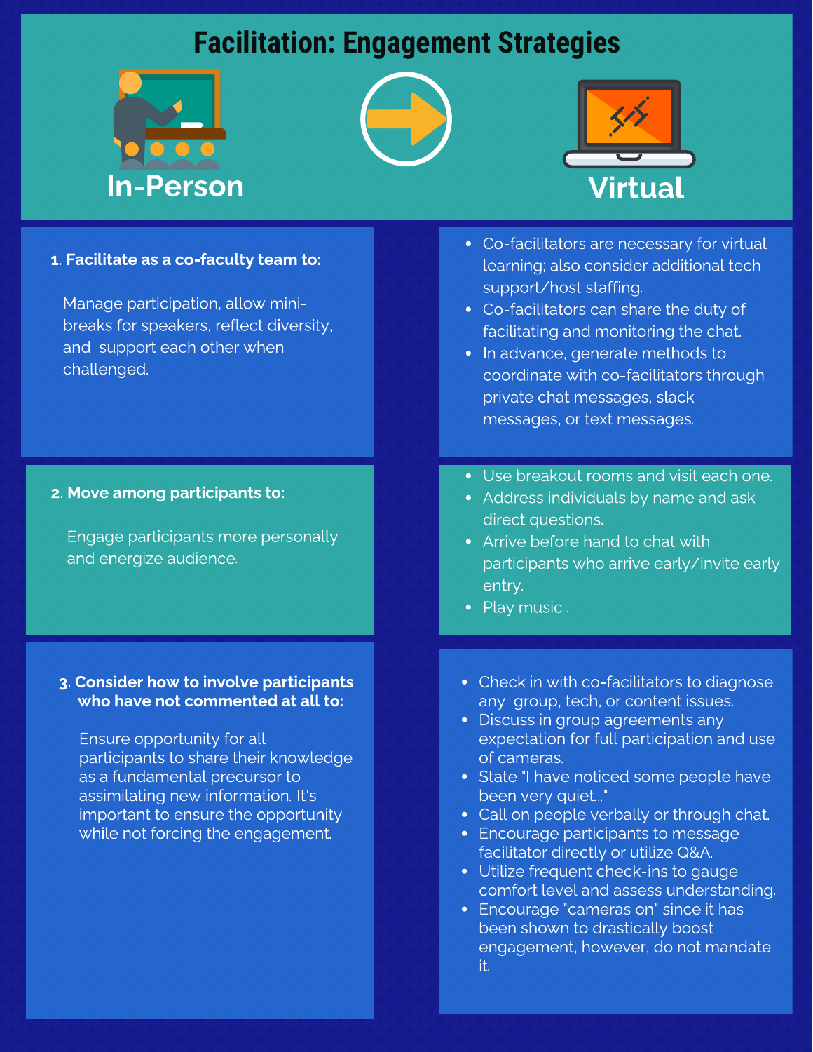# Facilitation: Engagement Strategies

| In-Person | Virtual |
| --- | --- |
| **1. Facilitate as a co-faculty team to:** Manage participation, allow mini-breaks for speakers, reflect diversity, and support each other when challenged. | • Co-facilitators are necessary for virtual learning; also consider additional tech support/host staffing. • Co-facilitators can share the duty of facilitating and monitoring the chat. • In advance, generate methods to coordinate with co-facilitators through private chat messages, slack messages, or text messages. |
| **2. Move among participants to:** Engage participants more personally and energize audience. | • Use breakout rooms and visit each one. • Address individuals by name and ask direct questions. • Arrive before hand to chat with participants who arrive early/invite early entry. • Play music . |
| **3. Consider how to involve participants who have not commented at all to:** Ensure opportunity for all participants to share their knowledge as a fundamental precursor to assimilating new information. It's important to ensure the opportunity while not forcing the engagement. | • Check in with co-facilitators to diagnose any group, tech, or content issues. • Discuss in group agreements any expectation for full participation and use of cameras. • State "I have noticed some people have been very quiet..." • Call on people verbally or through chat. • Encourage participants to message facilitator directly or utilize Q&A. • Utilize frequent check-ins to gauge comfort level and assess understanding. • Encourage "cameras on" since it has been shown to drastically boost engagement, however, do not mandate it. |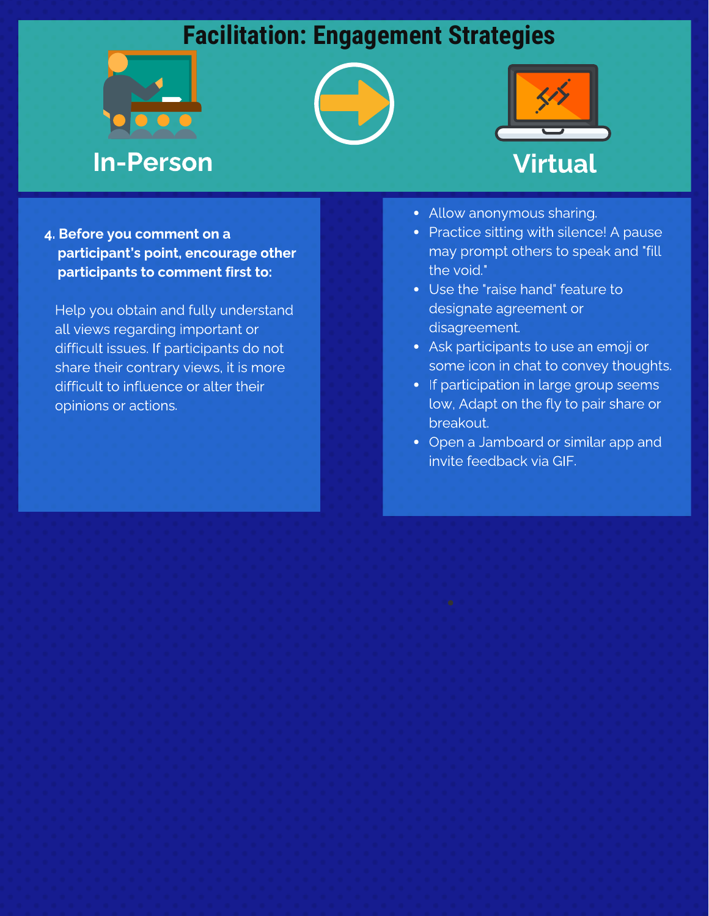# Facilitation: Engagement Strategies

## In-Person

## Virtual

4. **Before you comment on a participant's point, encourage other participants to comment first to:**

Help you obtain and fully understand all views regarding important or difficult issues. If participants do not share their contrary views, it is more difficult to influence or alter their opinions or actions.

- Allow anonymous sharing.
- Practice sitting with silence! A pause may prompt others to speak and "fill the void."
- Use the "raise hand" feature to designate agreement or disagreement.
- Ask participants to use an emoji or some icon in chat to convey thoughts.
- If participation in large group seems low, Adapt on the fly to pair share or breakout.
- Open a Jamboard or similar app and invite feedback via GIF.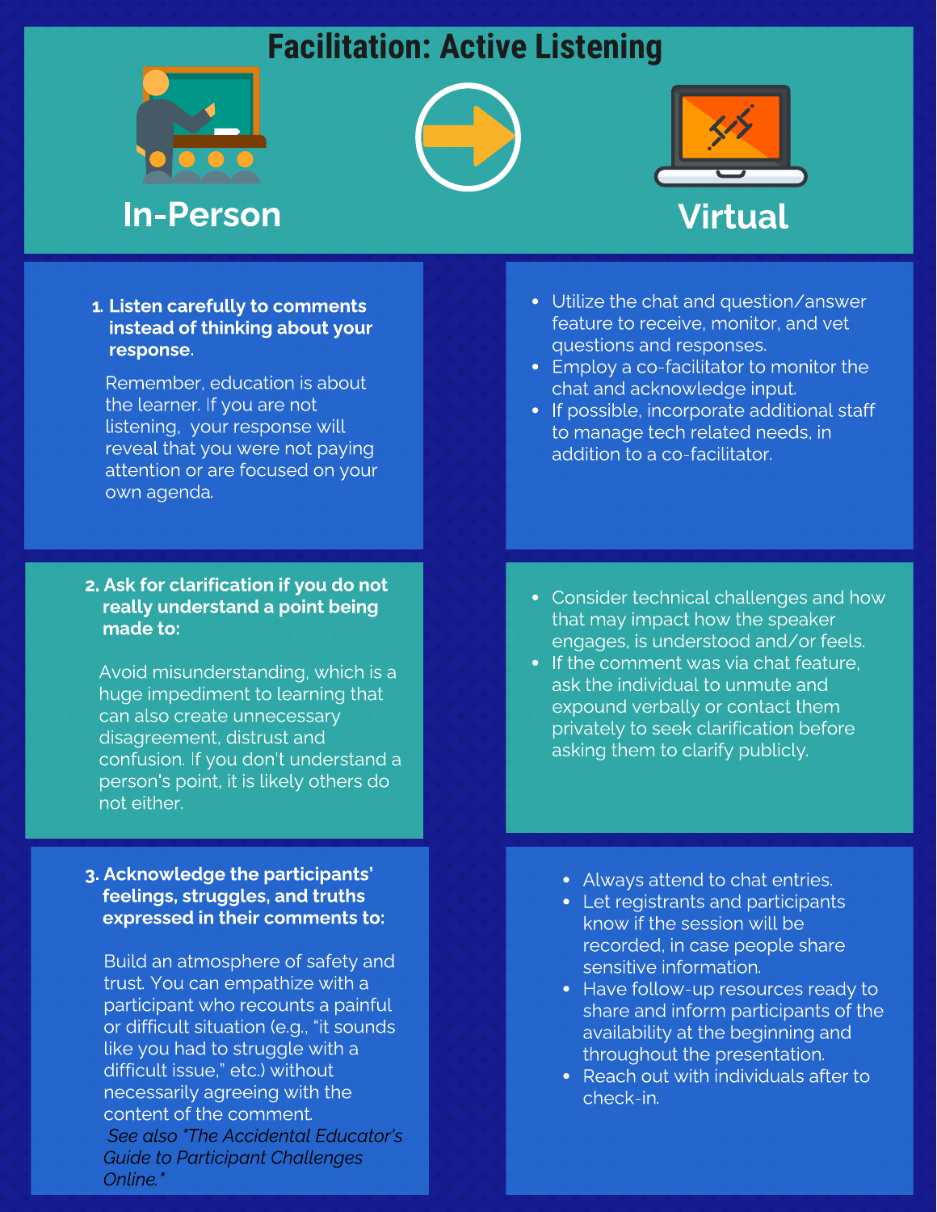# Facilitation: Active Listening

## In-Person

**1. Listen carefully to comments instead of thinking about your response.**

Remember, education is about the learner. If you are not listening, your response will reveal that you were not paying attention or are focused on your own agenda.

**2. Ask for clarification if you do not really understand a point being made to:**

Avoid misunderstanding, which is a huge impediment to learning that can also create unnecessary disagreement, distrust and confusion. If you don't understand a person's point, it is likely others do not either.

**3. Acknowledge the participants' feelings, struggles, and truths expressed in their comments to:**

Build an atmosphere of safety and trust. You can empathize with a participant who recounts a painful or difficult situation (e.g., "it sounds like you had to struggle with a difficult issue," etc.) without necessarily agreeing with the content of the comment.
*See also "The Accidental Educator's Guide to Participant Challenges Online."*

## Virtual

**1.**

- Utilize the chat and question/answer feature to receive, monitor, and vet questions and responses.
- Employ a co-facilitator to monitor the chat and acknowledge input.
- If possible, incorporate additional staff to manage tech related needs, in addition to a co-facilitator.

**2.**

- Consider technical challenges and how that may impact how the speaker engages, is understood and/or feels.
- If the comment was via chat feature, ask the individual to unmute and expound verbally or contact them privately to seek clarification before asking them to clarify publicly.

**3.**

- Always attend to chat entries.
- Let registrants and participants know if the session will be recorded, in case people share sensitive information.
- Have follow-up resources ready to share and inform participants of the availability at the beginning and throughout the presentation.
- Reach out with individuals after to check-in.